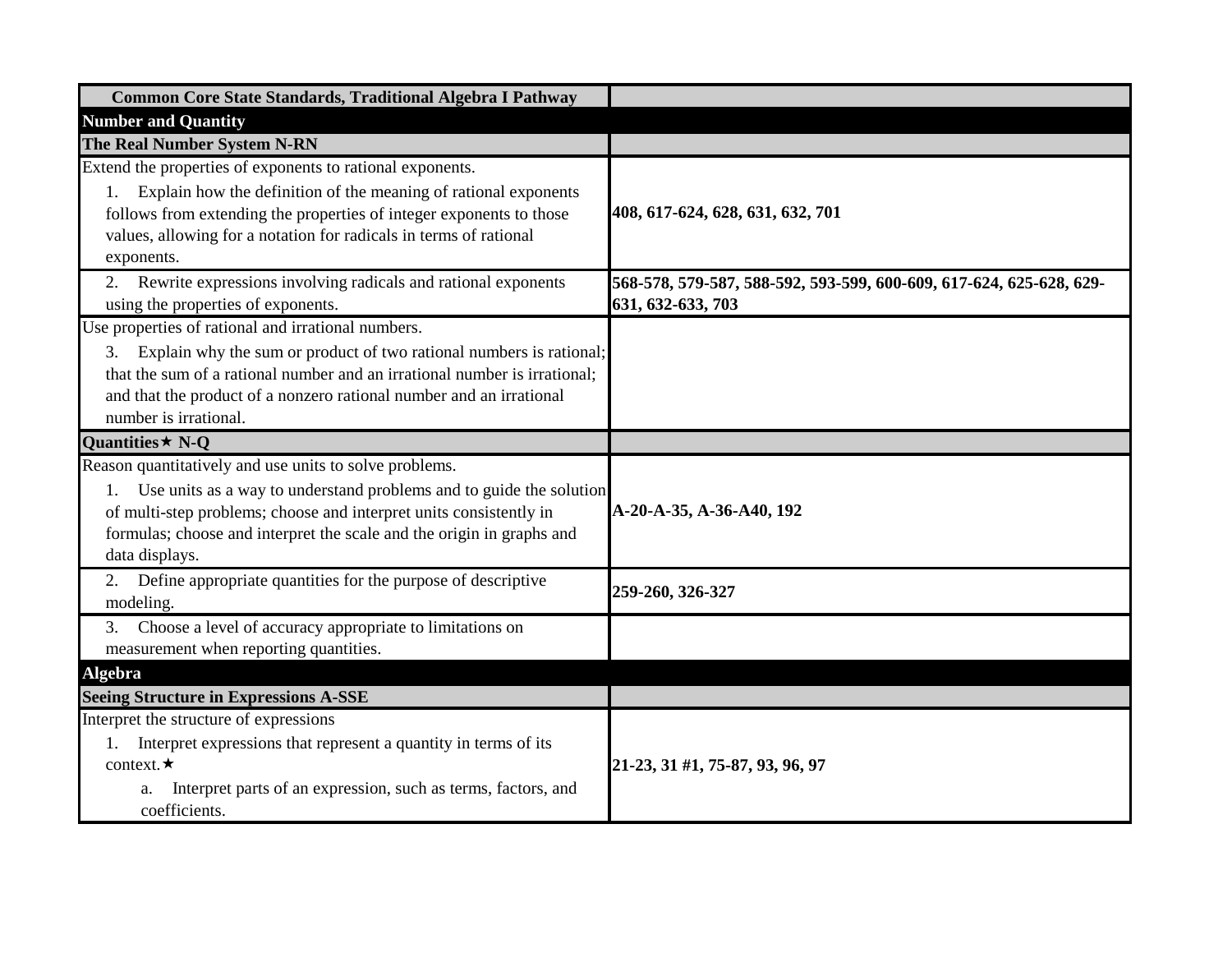| Common Core State Standards, Traditional Algebra I Pathway | |
|---|---|
| **Number and Quantity** | |
| **The Real Number System N-RN** | |
| Extend the properties of exponents to rational exponents.<br>1. Explain how the definition of the meaning of rational exponents follows from extending the properties of integer exponents to those values, allowing for a notation for radicals in terms of rational exponents. | **408, 617-624, 628, 631, 632, 701** |
| 2. Rewrite expressions involving radicals and rational exponents using the properties of exponents. | **568-578, 579-587, 588-592, 593-599, 600-609, 617-624, 625-628, 629-631, 632-633, 703** |
| Use properties of rational and irrational numbers.<br>3. Explain why the sum or product of two rational numbers is rational; that the sum of a rational number and an irrational number is irrational; and that the product of a nonzero rational number and an irrational number is irrational. | |
| **Quantities★ N-Q** | |
| Reason quantitatively and use units to solve problems.<br>1. Use units as a way to understand problems and to guide the solution of multi-step problems; choose and interpret units consistently in formulas; choose and interpret the scale and the origin in graphs and data displays. | **A-20-A-35, A-36-A40, 192** |
| 2. Define appropriate quantities for the purpose of descriptive modeling. | **259-260, 326-327** |
| 3. Choose a level of accuracy appropriate to limitations on measurement when reporting quantities. | |
| **Algebra** | |
| **Seeing Structure in Expressions A-SSE** | |
| Interpret the structure of expressions<br>1. Interpret expressions that represent a quantity in terms of its context.★<br>a. Interpret parts of an expression, such as terms, factors, and coefficients. | **21-23, 31 #1, 75-87, 93, 96, 97** |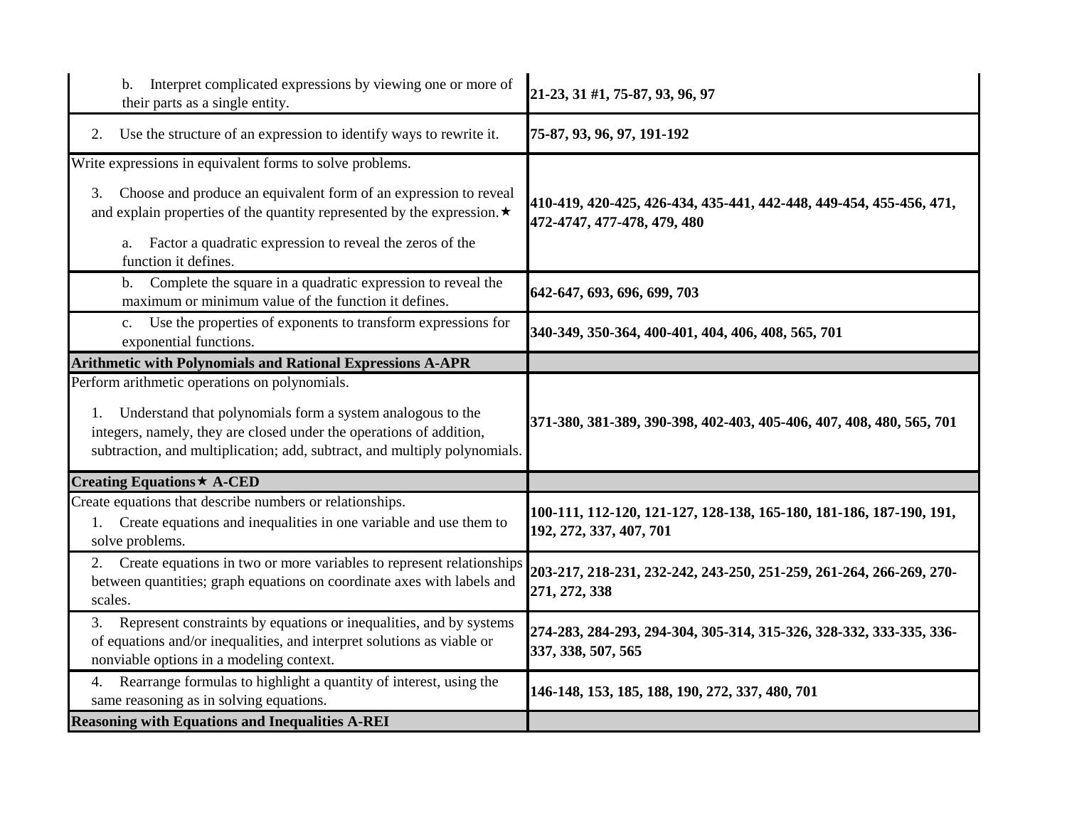| | |
|---|---|
| b. Interpret complicated expressions by viewing one or more of their parts as a single entity. | **21-23, 31 #1, 75-87, 93, 96, 97** |
| 2. Use the structure of an expression to identify ways to rewrite it. | **75-87, 93, 96, 97, 191-192** |
| Write expressions in equivalent forms to solve problems.<br><br>3. Choose and produce an equivalent form of an expression to reveal and explain properties of the quantity represented by the expression.★<br><br>a. Factor a quadratic expression to reveal the zeros of the function it defines. | **410-419, 420-425, 426-434, 435-441, 442-448, 449-454, 455-456, 471, 472-4747, 477-478, 479, 480** |
| b. Complete the square in a quadratic expression to reveal the maximum or minimum value of the function it defines. | **642-647, 693, 696, 699, 703** |
| c. Use the properties of exponents to transform expressions for exponential functions. | **340-349, 350-364, 400-401, 404, 406, 408, 565, 701** |
| **Arithmetic with Polynomials and Rational Expressions A-APR** | |
| Perform arithmetic operations on polynomials.<br><br>1. Understand that polynomials form a system analogous to the integers, namely, they are closed under the operations of addition, subtraction, and multiplication; add, subtract, and multiply polynomials. | **371-380, 381-389, 390-398, 402-403, 405-406, 407, 408, 480, 565, 701** |
| **Creating Equations★ A-CED** | |
| Create equations that describe numbers or relationships.<br>1. Create equations and inequalities in one variable and use them to solve problems. | **100-111, 112-120, 121-127, 128-138, 165-180, 181-186, 187-190, 191, 192, 272, 337, 407, 701** |
| 2. Create equations in two or more variables to represent relationships between quantities; graph equations on coordinate axes with labels and scales. | **203-217, 218-231, 232-242, 243-250, 251-259, 261-264, 266-269, 270-271, 272, 338** |
| 3. Represent constraints by equations or inequalities, and by systems of equations and/or inequalities, and interpret solutions as viable or nonviable options in a modeling context. | **274-283, 284-293, 294-304, 305-314, 315-326, 328-332, 333-335, 336-337, 338, 507, 565** |
| 4. Rearrange formulas to highlight a quantity of interest, using the same reasoning as in solving equations. | **146-148, 153, 185, 188, 190, 272, 337, 480, 701** |
| **Reasoning with Equations and Inequalities A-REI** | |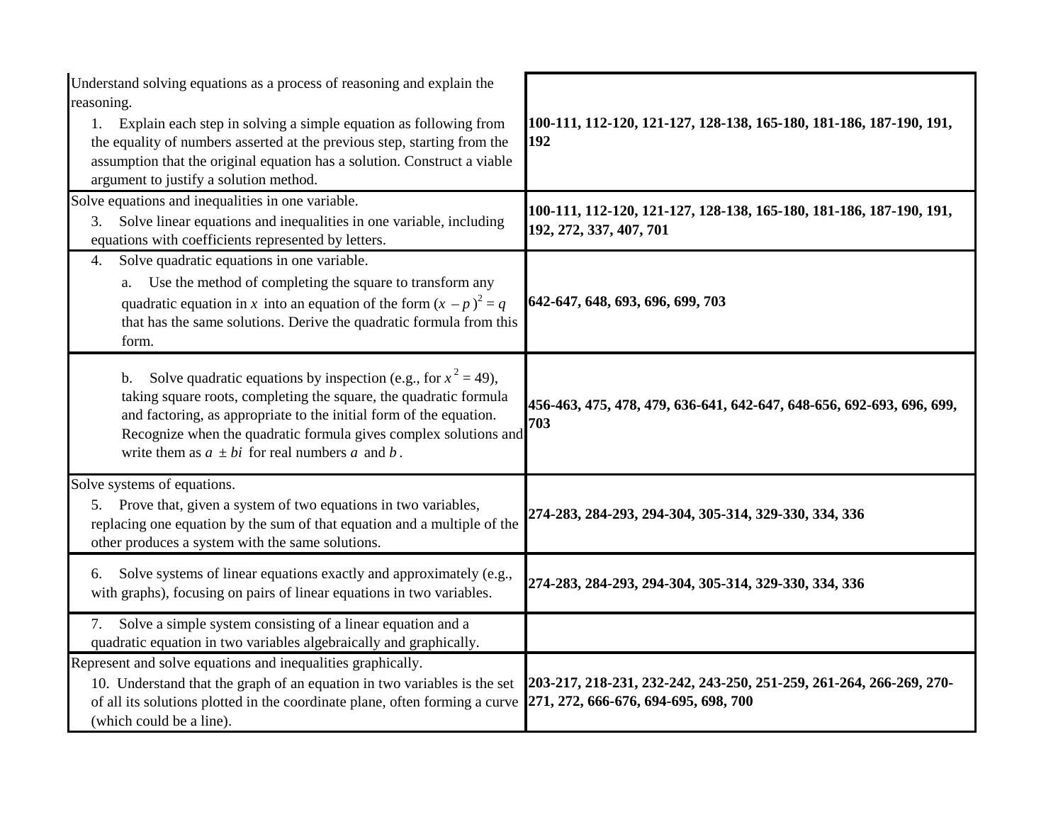| Standard | Pages |
|---|---|
| Understand solving equations as a process of reasoning and explain the reasoning.<br>1. Explain each step in solving a simple equation as following from the equality of numbers asserted at the previous step, starting from the assumption that the original equation has a solution. Construct a viable argument to justify a solution method. | **100-111, 112-120, 121-127, 128-138, 165-180, 181-186, 187-190, 191, 192** |
| Solve equations and inequalities in one variable.<br>3. Solve linear equations and inequalities in one variable, including equations with coefficients represented by letters. | **100-111, 112-120, 121-127, 128-138, 165-180, 181-186, 187-190, 191, 192, 272, 337, 407, 701** |
| 4. Solve quadratic equations in one variable.<br>a. Use the method of completing the square to transform any quadratic equation in $x$ into an equation of the form $(x - p)^2 = q$ that has the same solutions. Derive the quadratic formula from this form. | **642-647, 648, 693, 696, 699, 703** |
| b. Solve quadratic equations by inspection (e.g., for $x^2 = 49$), taking square roots, completing the square, the quadratic formula and factoring, as appropriate to the initial form of the equation. Recognize when the quadratic formula gives complex solutions and write them as $a \pm bi$ for real numbers $a$ and $b$. | **456-463, 475, 478, 479, 636-641, 642-647, 648-656, 692-693, 696, 699, 703** |
| Solve systems of equations.<br>5. Prove that, given a system of two equations in two variables, replacing one equation by the sum of that equation and a multiple of the other produces a system with the same solutions. | **274-283, 284-293, 294-304, 305-314, 329-330, 334, 336** |
| 6. Solve systems of linear equations exactly and approximately (e.g., with graphs), focusing on pairs of linear equations in two variables. | **274-283, 284-293, 294-304, 305-314, 329-330, 334, 336** |
| 7. Solve a simple system consisting of a linear equation and a quadratic equation in two variables algebraically and graphically. | |
| Represent and solve equations and inequalities graphically.<br>10. Understand that the graph of an equation in two variables is the set of all its solutions plotted in the coordinate plane, often forming a curve (which could be a line). | **203-217, 218-231, 232-242, 243-250, 251-259, 261-264, 266-269, 270-271, 272, 666-676, 694-695, 698, 700** |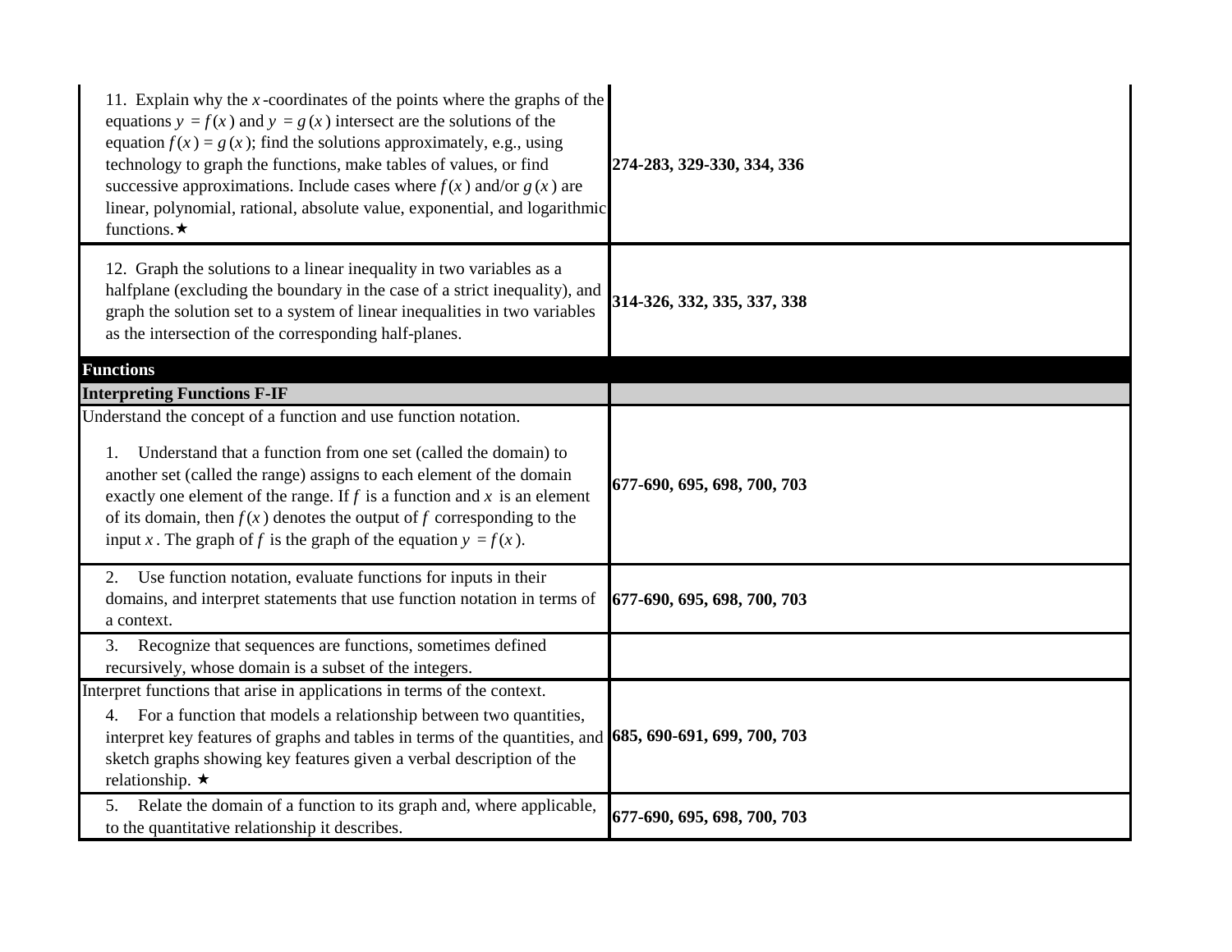| | |
|---|---|
| 11. Explain why the $x$-coordinates of the points where the graphs of the equations $y = f(x)$ and $y = g(x)$ intersect are the solutions of the equation $f(x) = g(x)$; find the solutions approximately, e.g., using technology to graph the functions, make tables of values, or find successive approximations. Include cases where $f(x)$ and/or $g(x)$ are linear, polynomial, rational, absolute value, exponential, and logarithmic functions.★ | **274-283, 329-330, 334, 336** |
| 12. Graph the solutions to a linear inequality in two variables as a halfplane (excluding the boundary in the case of a strict inequality), and graph the solution set to a system of linear inequalities in two variables as the intersection of the corresponding half-planes. | **314-326, 332, 335, 337, 338** |
| **Functions** | |
| **Interpreting Functions F-IF** | |
| Understand the concept of a function and use function notation. | |
| 1. Understand that a function from one set (called the domain) to another set (called the range) assigns to each element of the domain exactly one element of the range. If $f$ is a function and $x$ is an element of its domain, then $f(x)$ denotes the output of $f$ corresponding to the input $x$. The graph of $f$ is the graph of the equation $y = f(x)$. | **677-690, 695, 698, 700, 703** |
| 2. Use function notation, evaluate functions for inputs in their domains, and interpret statements that use function notation in terms of a context. | **677-690, 695, 698, 700, 703** |
| 3. Recognize that sequences are functions, sometimes defined recursively, whose domain is a subset of the integers. | |
| Interpret functions that arise in applications in terms of the context. | |
| 4. For a function that models a relationship between two quantities, interpret key features of graphs and tables in terms of the quantities, and sketch graphs showing key features given a verbal description of the relationship. ★ | **685, 690-691, 699, 700, 703** |
| 5. Relate the domain of a function to its graph and, where applicable, to the quantitative relationship it describes. | **677-690, 695, 698, 700, 703** |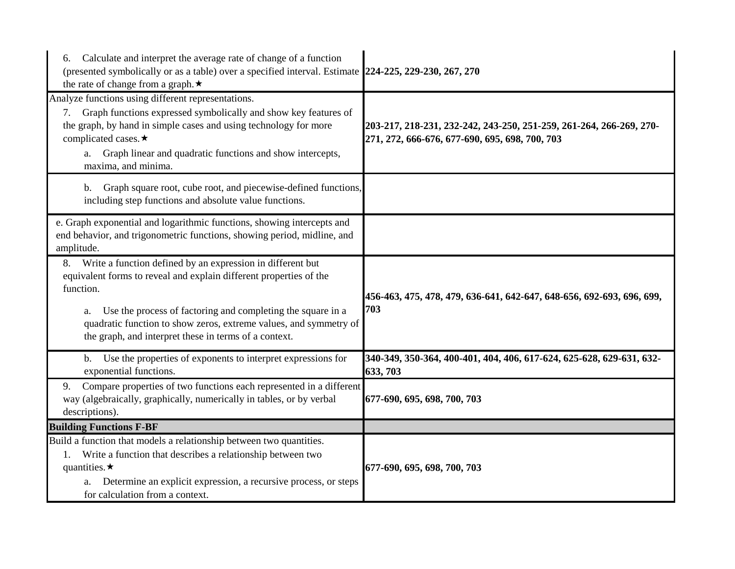| | |
|---|---|
| 6. Calculate and interpret the average rate of change of a function (presented symbolically or as a table) over a specified interval. Estimate the rate of change from a graph.★ | **224-225, 229-230, 267, 270** |
| Analyze functions using different representations.<br>7. Graph functions expressed symbolically and show key features of the graph, by hand in simple cases and using technology for more complicated cases.★<br>a. Graph linear and quadratic functions and show intercepts, maxima, and minima. | **203-217, 218-231, 232-242, 243-250, 251-259, 261-264, 266-269, 270-271, 272, 666-676, 677-690, 695, 698, 700, 703** |
| b. Graph square root, cube root, and piecewise-defined functions, including step functions and absolute value functions. | |
| e. Graph exponential and logarithmic functions, showing intercepts and end behavior, and trigonometric functions, showing period, midline, and amplitude. | |
| 8. Write a function defined by an expression in different but equivalent forms to reveal and explain different properties of the function.<br>a. Use the process of factoring and completing the square in a quadratic function to show zeros, extreme values, and symmetry of the graph, and interpret these in terms of a context. | **456-463, 475, 478, 479, 636-641, 642-647, 648-656, 692-693, 696, 699, 703** |
| b. Use the properties of exponents to interpret expressions for exponential functions. | **340-349, 350-364, 400-401, 404, 406, 617-624, 625-628, 629-631, 632-633, 703** |
| 9. Compare properties of two functions each represented in a different way (algebraically, graphically, numerically in tables, or by verbal descriptions). | **677-690, 695, 698, 700, 703** |
| **Building Functions F-BF** | |
| Build a function that models a relationship between two quantities.<br>1. Write a function that describes a relationship between two quantities.★<br>a. Determine an explicit expression, a recursive process, or steps for calculation from a context. | **677-690, 695, 698, 700, 703** |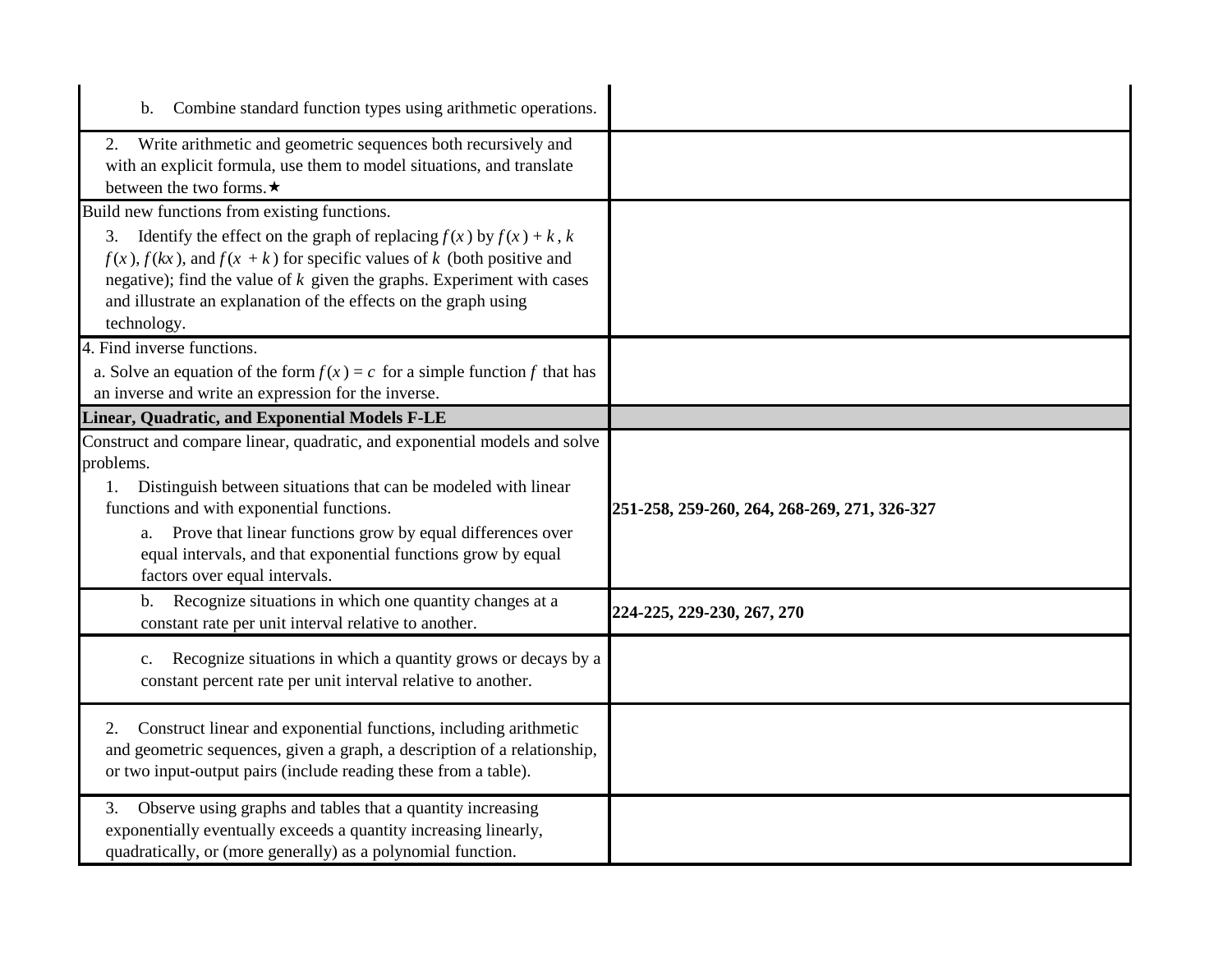| | |
|---|---|
| b. Combine standard function types using arithmetic operations. | |
| 2. Write arithmetic and geometric sequences both recursively and with an explicit formula, use them to model situations, and translate between the two forms.★ | |
| Build new functions from existing functions.<br>3. Identify the effect on the graph of replacing $f(x)$ by $f(x) + k$, $k\,f(x)$, $f(kx)$, and $f(x + k)$ for specific values of $k$ (both positive and negative); find the value of $k$ given the graphs. Experiment with cases and illustrate an explanation of the effects on the graph using technology. | |
| 4. Find inverse functions.<br>a. Solve an equation of the form $f(x) = c$ for a simple function $f$ that has an inverse and write an expression for the inverse. | |
| **Linear, Quadratic, and Exponential Models F-LE** | |
| Construct and compare linear, quadratic, and exponential models and solve problems.<br>1. Distinguish between situations that can be modeled with linear functions and with exponential functions.<br>a. Prove that linear functions grow by equal differences over equal intervals, and that exponential functions grow by equal factors over equal intervals. | **251-258, 259-260, 264, 268-269, 271, 326-327** |
| b. Recognize situations in which one quantity changes at a constant rate per unit interval relative to another. | **224-225, 229-230, 267, 270** |
| c. Recognize situations in which a quantity grows or decays by a constant percent rate per unit interval relative to another. | |
| 2. Construct linear and exponential functions, including arithmetic and geometric sequences, given a graph, a description of a relationship, or two input-output pairs (include reading these from a table). | |
| 3. Observe using graphs and tables that a quantity increasing exponentially eventually exceeds a quantity increasing linearly, quadratically, or (more generally) as a polynomial function. | |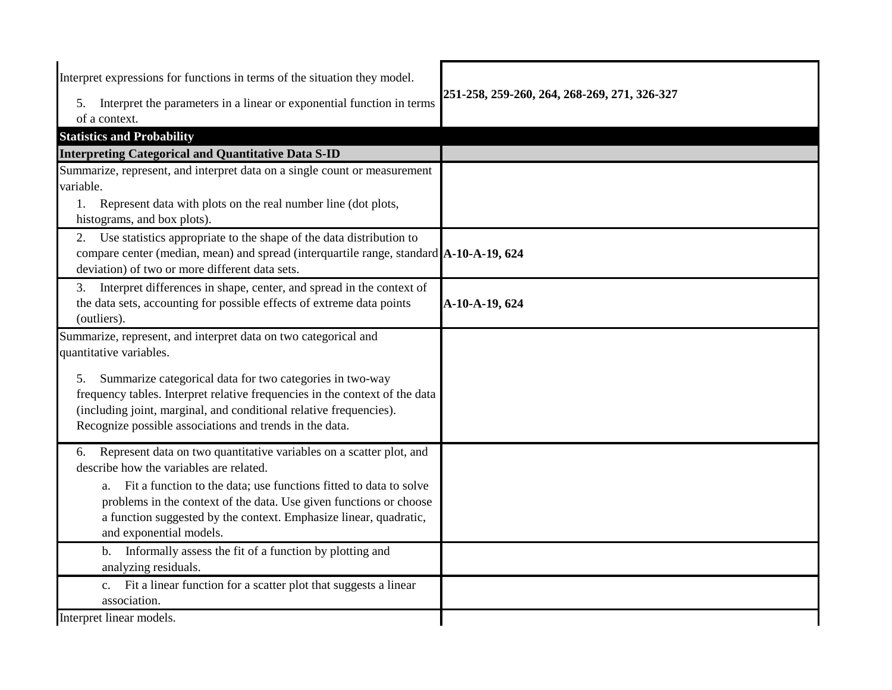| | |
|---|---|
| Interpret expressions for functions in terms of the situation they model.<br>5. Interpret the parameters in a linear or exponential function in terms of a context. | **251-258, 259-260, 264, 268-269, 271, 326-327** |
| **Statistics and Probability** | |
| **Interpreting Categorical and Quantitative Data S-ID** | |
| Summarize, represent, and interpret data on a single count or measurement variable.<br>1. Represent data with plots on the real number line (dot plots, histograms, and box plots). | |
| 2. Use statistics appropriate to the shape of the data distribution to compare center (median, mean) and spread (interquartile range, standard deviation) of two or more different data sets. | **A-10-A-19, 624** |
| 3. Interpret differences in shape, center, and spread in the context of the data sets, accounting for possible effects of extreme data points (outliers). | **A-10-A-19, 624** |
| Summarize, represent, and interpret data on two categorical and quantitative variables.<br>5. Summarize categorical data for two categories in two-way frequency tables. Interpret relative frequencies in the context of the data (including joint, marginal, and conditional relative frequencies). Recognize possible associations and trends in the data. | |
| 6. Represent data on two quantitative variables on a scatter plot, and describe how the variables are related.<br>a. Fit a function to the data; use functions fitted to data to solve problems in the context of the data. Use given functions or choose a function suggested by the context. Emphasize linear, quadratic, and exponential models. | |
| b. Informally assess the fit of a function by plotting and analyzing residuals. | |
| c. Fit a linear function for a scatter plot that suggests a linear association. | |
| Interpret linear models. | |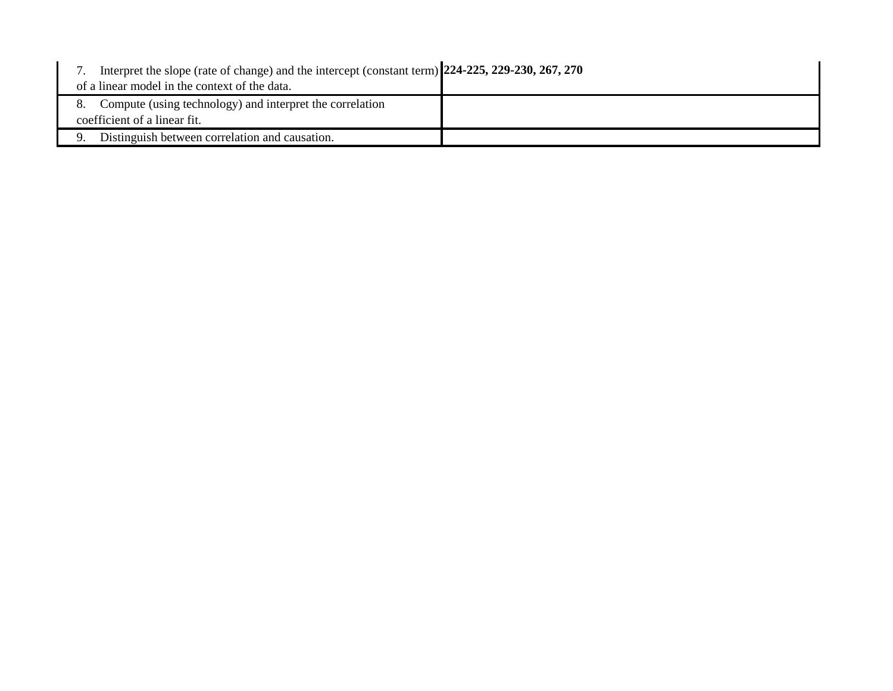| | |
|---|---|
| 7. Interpret the slope (rate of change) and the intercept (constant term) of a linear model in the context of the data. | **224-225, 229-230, 267, 270** |
| 8. Compute (using technology) and interpret the correlation coefficient of a linear fit. | |
| 9. Distinguish between correlation and causation. | |